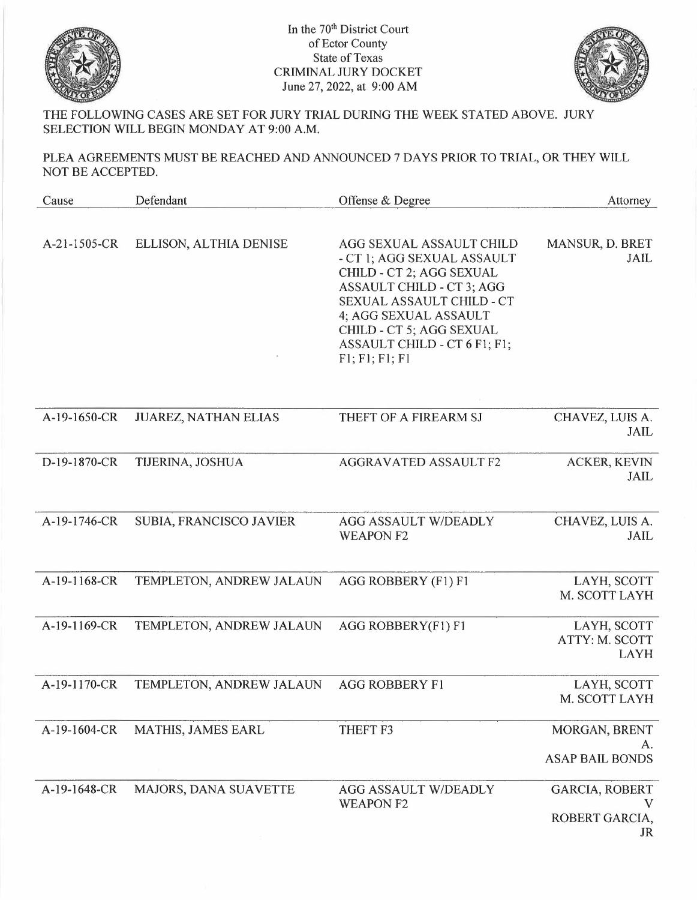In the 70th District Court
of Ector County
State of Texas
CRIMINAL JURY DOCKET
June 27, 2022, at 9:00 AM

THE FOLLOWING CASES ARE SET FOR JURY TRIAL DURING THE WEEK STATED ABOVE. JURY SELECTION WILL BEGIN MONDAY AT 9:00 A.M.

PLEA AGREEMENTS MUST BE REACHED AND ANNOUNCED 7 DAYS PRIOR TO TRIAL, OR THEY WILL NOT BE ACCEPTED.

| Cause | Defendant | Offense & Degree | Attorney |
|---|---|---|---|
| A-21-1505-CR | ELLISON, ALTHIA DENISE | AGG SEXUAL ASSAULT CHILD - CT 1; AGG SEXUAL ASSAULT CHILD - CT 2; AGG SEXUAL ASSAULT CHILD - CT 3; AGG SEXUAL ASSAULT CHILD - CT 4; AGG SEXUAL ASSAULT CHILD - CT 5; AGG SEXUAL ASSAULT CHILD - CT 6 F1; F1; F1; F1; F1; F1 | MANSUR, D. BRET JAIL |
| A-19-1650-CR | JUAREZ, NATHAN ELIAS | THEFT OF A FIREARM SJ | CHAVEZ, LUIS A. JAIL |
| D-19-1870-CR | TIJERINA, JOSHUA | AGGRAVATED ASSAULT F2 | ACKER, KEVIN JAIL |
| A-19-1746-CR | SUBIA, FRANCISCO JAVIER | AGG ASSAULT W/DEADLY WEAPON F2 | CHAVEZ, LUIS A. JAIL |
| A-19-1168-CR | TEMPLETON, ANDREW JALAUN | AGG ROBBERY (F1) F1 | LAYH, SCOTT M. SCOTT LAYH |
| A-19-1169-CR | TEMPLETON, ANDREW JALAUN | AGG ROBBERY(F1) F1 | LAYH, SCOTT ATTY: M. SCOTT LAYH |
| A-19-1170-CR | TEMPLETON, ANDREW JALAUN | AGG ROBBERY F1 | LAYH, SCOTT M. SCOTT LAYH |
| A-19-1604-CR | MATHIS, JAMES EARL | THEFT F3 | MORGAN, BRENT A. ASAP BAIL BONDS |
| A-19-1648-CR | MAJORS, DANA SUAVETTE | AGG ASSAULT W/DEADLY WEAPON F2 | GARCIA, ROBERT V ROBERT GARCIA, JR |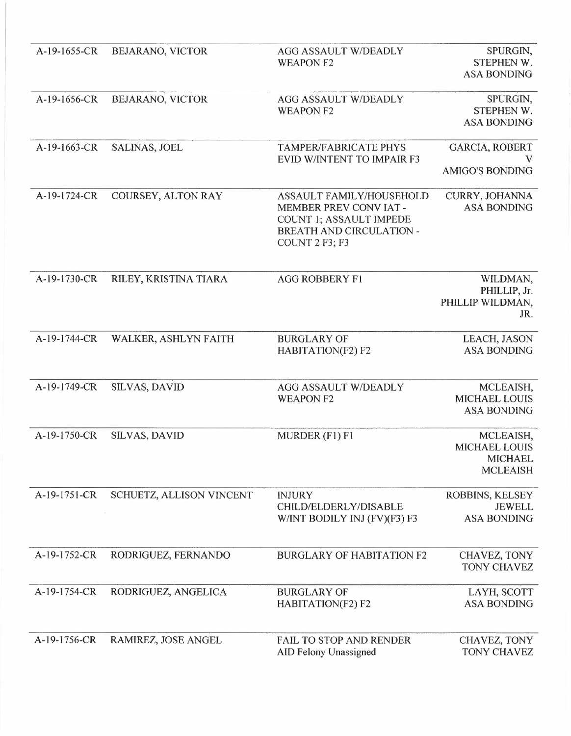| | | | |
|---|---|---|---|
| A-19-1655-CR | BEJARANO, VICTOR | AGG ASSAULT W/DEADLY WEAPON F2 | SPURGIN, STEPHEN W. ASA BONDING |
| A-19-1656-CR | BEJARANO, VICTOR | AGG ASSAULT W/DEADLY WEAPON F2 | SPURGIN, STEPHEN W. ASA BONDING |
| A-19-1663-CR | SALINAS, JOEL | TAMPER/FABRICATE PHYS EVID W/INTENT TO IMPAIR F3 | GARCIA, ROBERT V AMIGO'S BONDING |
| A-19-1724-CR | COURSEY, ALTON RAY | ASSAULT FAMILY/HOUSEHOLD MEMBER PREV CONV IAT - COUNT 1; ASSAULT IMPEDE BREATH AND CIRCULATION - COUNT 2 F3; F3 | CURRY, JOHANNA ASA BONDING |
| A-19-1730-CR | RILEY, KRISTINA TIARA | AGG ROBBERY F1 | WILDMAN, PHILLIP, Jr. PHILLIP WILDMAN, JR. |
| A-19-1744-CR | WALKER, ASHLYN FAITH | BURGLARY OF HABITATION(F2) F2 | LEACH, JASON ASA BONDING |
| A-19-1749-CR | SILVAS, DAVID | AGG ASSAULT W/DEADLY WEAPON F2 | MCLEAISH, MICHAEL LOUIS ASA BONDING |
| A-19-1750-CR | SILVAS, DAVID | MURDER (F1) F1 | MCLEAISH, MICHAEL LOUIS MICHAEL MCLEAISH |
| A-19-1751-CR | SCHUETZ, ALLISON VINCENT | INJURY CHILD/ELDERLY/DISABLE W/INT BODILY INJ (FV)(F3) F3 | ROBBINS, KELSEY JEWELL ASA BONDING |
| A-19-1752-CR | RODRIGUEZ, FERNANDO | BURGLARY OF HABITATION F2 | CHAVEZ, TONY TONY CHAVEZ |
| A-19-1754-CR | RODRIGUEZ, ANGELICA | BURGLARY OF HABITATION(F2) F2 | LAYH, SCOTT ASA BONDING |
| A-19-1756-CR | RAMIREZ, JOSE ANGEL | FAIL TO STOP AND RENDER AID Felony Unassigned | CHAVEZ, TONY TONY CHAVEZ |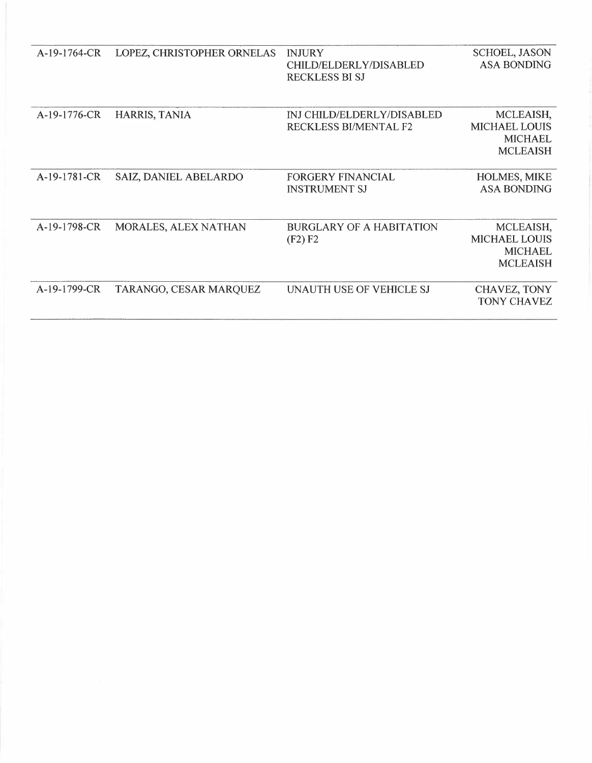| | | | |
|---|---|---|---|
| A-19-1764-CR | LOPEZ, CHRISTOPHER ORNELAS | INJURY CHILD/ELDERLY/DISABLED RECKLESS BI SJ | SCHOEL, JASON ASA BONDING |
| A-19-1776-CR | HARRIS, TANIA | INJ CHILD/ELDERLY/DISABLED RECKLESS BI/MENTAL F2 | MCLEAISH, MICHAEL LOUIS MICHAEL MCLEAISH |
| A-19-1781-CR | SAIZ, DANIEL ABELARDO | FORGERY FINANCIAL INSTRUMENT SJ | HOLMES, MIKE ASA BONDING |
| A-19-1798-CR | MORALES, ALEX NATHAN | BURGLARY OF A HABITATION (F2) F2 | MCLEAISH, MICHAEL LOUIS MICHAEL MCLEAISH |
| A-19-1799-CR | TARANGO, CESAR MARQUEZ | UNAUTH USE OF VEHICLE SJ | CHAVEZ, TONY TONY CHAVEZ |